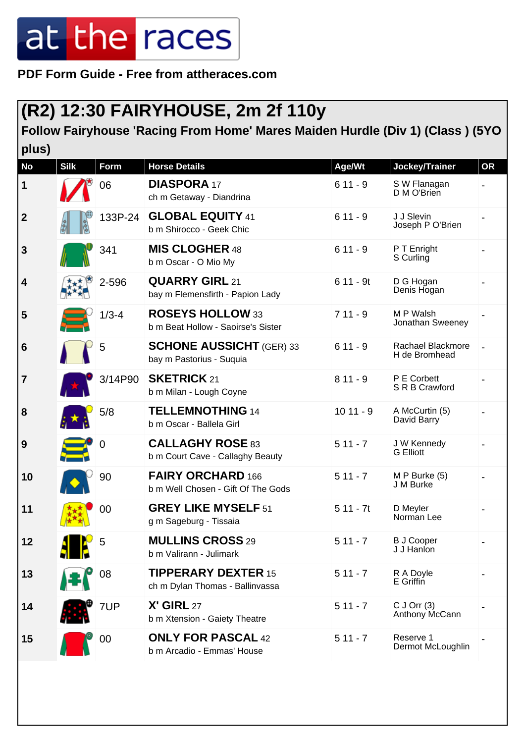at the races

**PDF Form Guide - Free from attheraces.com**

# (R2) 12:30 FAIRYHOUSE, 2m 2f 110y

## Follow Fairyhouse 'Racing From Home' Mares Maiden Hurdle (Div 1) (Class ) (5YO plus)

| No | Silk | Form | Horse Details | Age/Wt | Jockey/Trainer | OR |
|---|---|---|---|---|---|---|
| 1 | | 06 | **DIASPORA** 17<br>ch m Getaway - Diandrina | 6 11 - 9 | S W Flanagan<br>D M O'Brien | - |
| 2 | | 133P-24 | **GLOBAL EQUITY** 41<br>b m Shirocco - Geek Chic | 6 11 - 9 | J J Slevin<br>Joseph P O'Brien | - |
| 3 | | 341 | **MIS CLOGHER** 48<br>b m Oscar - O Mio My | 6 11 - 9 | P T Enright<br>S Curling | - |
| 4 | | 2-596 | **QUARRY GIRL** 21<br>bay m Flemensfirth - Papion Lady | 6 11 - 9t | D G Hogan<br>Denis Hogan | - |
| 5 | | 1/3-4 | **ROSEYS HOLLOW** 33<br>b m Beat Hollow - Saoirse's Sister | 7 11 - 9 | M P Walsh<br>Jonathan Sweeney | - |
| 6 | | 5 | **SCHONE AUSSICHT** (GER) 33<br>bay m Pastorius - Suquia | 6 11 - 9 | Rachael Blackmore<br>H de Bromhead | - |
| 7 | | 3/14P90 | **SKETRICK** 21<br>b m Milan - Lough Coyne | 8 11 - 9 | P E Corbett<br>S R B Crawford | - |
| 8 | | 5/8 | **TELLEMNOTHING** 14<br>b m Oscar - Ballela Girl | 10 11 - 9 | A McCurtin (5)<br>David Barry | - |
| 9 | | 0 | **CALLAGHY ROSE** 83<br>b m Court Cave - Callaghy Beauty | 5 11 - 7 | J W Kennedy<br>G Elliott | - |
| 10 | | 90 | **FAIRY ORCHARD** 166<br>b m Well Chosen - Gift Of The Gods | 5 11 - 7 | M P Burke (5)<br>J M Burke | - |
| 11 | | 00 | **GREY LIKE MYSELF** 51<br>g m Sageburg - Tissaia | 5 11 - 7t | D Meyler<br>Norman Lee | - |
| 12 | | 5 | **MULLINS CROSS** 29<br>b m Valirann - Julimark | 5 11 - 7 | B J Cooper<br>J J Hanlon | - |
| 13 | | 08 | **TIPPERARY DEXTER** 15<br>ch m Dylan Thomas - Ballinvassa | 5 11 - 7 | R A Doyle<br>E Griffin | - |
| 14 | | 7UP | **X' GIRL** 27<br>b m Xtension - Gaiety Theatre | 5 11 - 7 | C J Orr (3)<br>Anthony McCann | - |
| 15 | | 00 | **ONLY FOR PASCAL** 42<br>b m Arcadio - Emmas' House | 5 11 - 7 | Reserve 1<br>Dermot McLoughlin | - |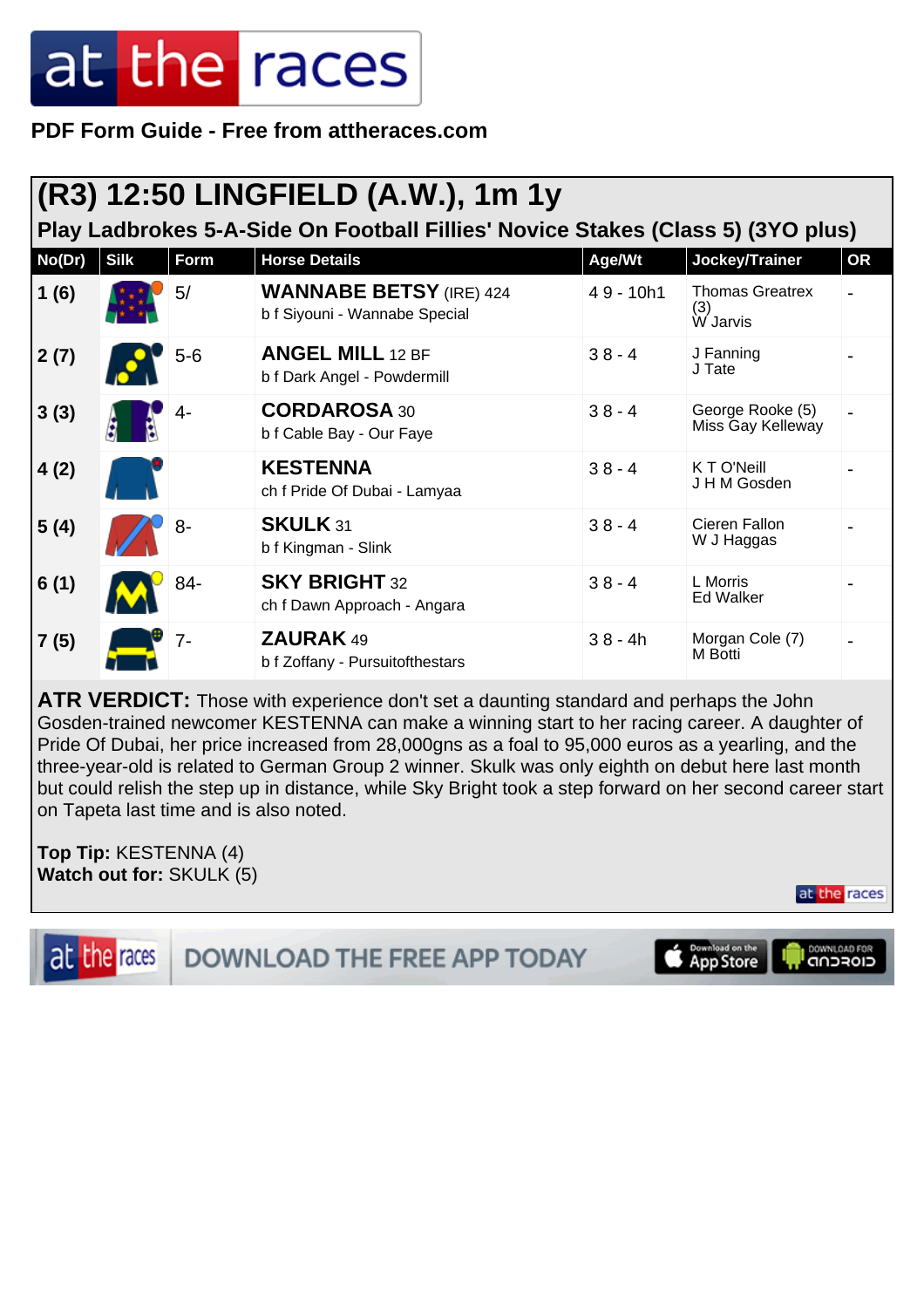# at the races

**PDF Form Guide - Free from attheraces.com**

## (R3) 12:50 LINGFIELD (A.W.), 1m 1y

### Play Ladbrokes 5-A-Side On Football Fillies' Novice Stakes (Class 5) (3YO plus)

| No(Dr) | Silk | Form | Horse Details | Age/Wt | Jockey/Trainer | OR |
|---|---|---|---|---|---|---|
| 1 (6) | | 5/ | **WANNABE BETSY** (IRE) 424<br>b f Siyouni - Wannabe Special | 4 9 - 10h1 | Thomas Greatrex (3)<br>W Jarvis | - |
| 2 (7) | | 5-6 | **ANGEL MILL** 12 BF<br>b f Dark Angel - Powdermill | 3 8 - 4 | J Fanning<br>J Tate | - |
| 3 (3) | | 4- | **CORDAROSA** 30<br>b f Cable Bay - Our Faye | 3 8 - 4 | George Rooke (5)<br>Miss Gay Kelleway | - |
| 4 (2) | | | **KESTENNA**<br>ch f Pride Of Dubai - Lamyaa | 3 8 - 4 | K T O'Neill<br>J H M Gosden | - |
| 5 (4) | | 8- | **SKULK** 31<br>b f Kingman - Slink | 3 8 - 4 | Cieren Fallon<br>W J Haggas | - |
| 6 (1) | | 84- | **SKY BRIGHT** 32<br>ch f Dawn Approach - Angara | 3 8 - 4 | L Morris<br>Ed Walker | - |
| 7 (5) | | 7- | **ZAURAK** 49<br>b f Zoffany - Pursuitofthestars | 3 8 - 4h | Morgan Cole (7)<br>M Botti | - |

**ATR VERDICT:** Those with experience don't set a daunting standard and perhaps the John Gosden-trained newcomer KESTENNA can make a winning start to her racing career. A daughter of Pride Of Dubai, her price increased from 28,000gns as a foal to 95,000 euros as a yearling, and the three-year-old is related to German Group 2 winner. Skulk was only eighth on debut here last month but could relish the step up in distance, while Sky Bright took a step forward on her second career start on Tapeta last time and is also noted.

**Top Tip:** KESTENNA (4)
**Watch out for:** SKULK (5)

DOWNLOAD THE FREE APP TODAY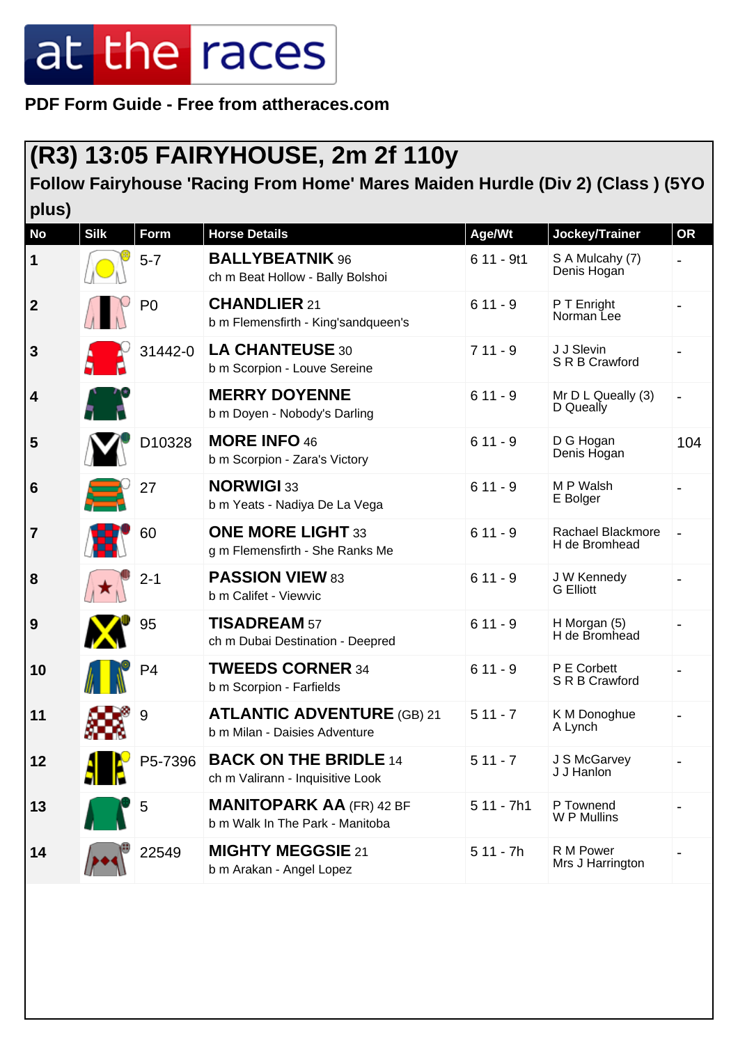at the races

**PDF Form Guide - Free from attheraces.com**

# (R3) 13:05 FAIRYHOUSE, 2m 2f 110y

## Follow Fairyhouse 'Racing From Home' Mares Maiden Hurdle (Div 2) (Class ) (5YO plus)

| No | Silk | Form | Horse Details | Age/Wt | Jockey/Trainer | OR |
|---|---|---|---|---|---|---|
| 1 | | 5-7 | **BALLYBEATNIK** 96<br>ch m Beat Hollow - Bally Bolshoi | 6 11 - 9t1 | S A Mulcahy (7)<br>Denis Hogan | - |
| 2 | | P0 | **CHANDLIER** 21<br>b m Flemensfirth - King'sandqueen's | 6 11 - 9 | P T Enright<br>Norman Lee | - |
| 3 | | 31442-0 | **LA CHANTEUSE** 30<br>b m Scorpion - Louve Sereine | 7 11 - 9 | J J Slevin<br>S R B Crawford | - |
| 4 | | | **MERRY DOYENNE**<br>b m Doyen - Nobody's Darling | 6 11 - 9 | Mr D L Queally (3)<br>D Queally | - |
| 5 | | D10328 | **MORE INFO** 46<br>b m Scorpion - Zara's Victory | 6 11 - 9 | D G Hogan<br>Denis Hogan | 104 |
| 6 | | 27 | **NORWIGI** 33<br>b m Yeats - Nadiya De La Vega | 6 11 - 9 | M P Walsh<br>E Bolger | - |
| 7 | | 60 | **ONE MORE LIGHT** 33<br>g m Flemensfirth - She Ranks Me | 6 11 - 9 | Rachael Blackmore<br>H de Bromhead | - |
| 8 | | 2-1 | **PASSION VIEW** 83<br>b m Califet - Viewvic | 6 11 - 9 | J W Kennedy<br>G Elliott | - |
| 9 | | 95 | **TISADREAM** 57<br>ch m Dubai Destination - Deepred | 6 11 - 9 | H Morgan (5)<br>H de Bromhead | - |
| 10 | | P4 | **TWEEDS CORNER** 34<br>b m Scorpion - Farfields | 6 11 - 9 | P E Corbett<br>S R B Crawford | - |
| 11 | | 9 | **ATLANTIC ADVENTURE** (GB) 21<br>b m Milan - Daisies Adventure | 5 11 - 7 | K M Donoghue<br>A Lynch | - |
| 12 | | P5-7396 | **BACK ON THE BRIDLE** 14<br>ch m Valirann - Inquisitive Look | 5 11 - 7 | J S McGarvey<br>J J Hanlon | - |
| 13 | | 5 | **MANITOPARK AA** (FR) 42 BF<br>b m Walk In The Park - Manitoba | 5 11 - 7h1 | P Townend<br>W P Mullins | - |
| 14 | | 22549 | **MIGHTY MEGGSIE** 21<br>b m Arakan - Angel Lopez | 5 11 - 7h | R M Power<br>Mrs J Harrington | - |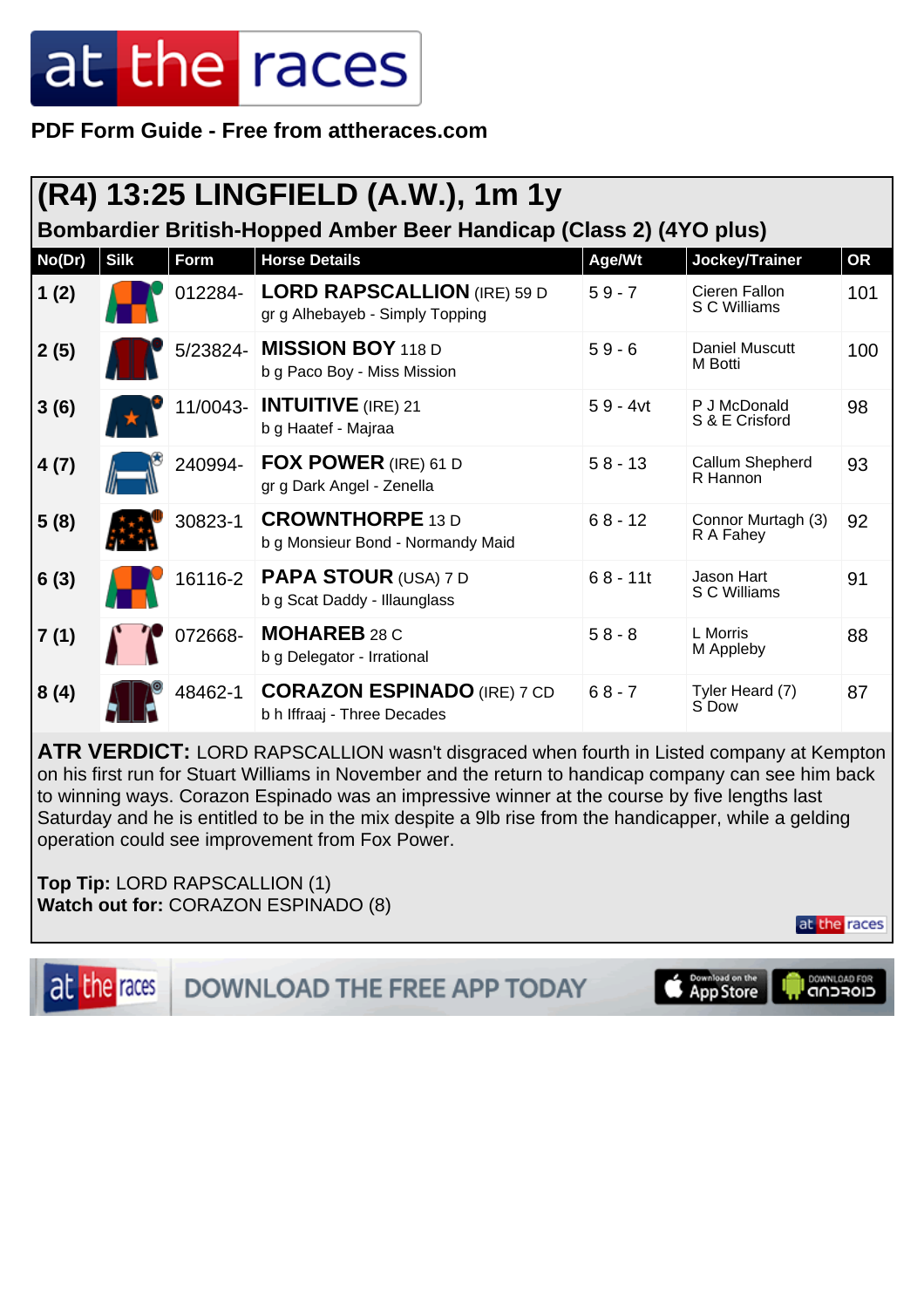PDF Form Guide - Free from attheraces.com

## (R4) 13:25 LINGFIELD (A.W.), 1m 1y

### Bombardier British-Hopped Amber Beer Handicap (Class 2) (4YO plus)

| No(Dr) | Silk | Form | Horse Details | Age/Wt | Jockey/Trainer | OR |
|---|---|---|---|---|---|---|
| 1 (2) | | 012284- | **LORD RAPSCALLION** (IRE) 59 D<br>gr g Alhebayeb - Simply Topping | 5 9 - 7 | Cieren Fallon<br>S C Williams | 101 |
| 2 (5) | | 5/23824- | **MISSION BOY** 118 D<br>b g Paco Boy - Miss Mission | 5 9 - 6 | Daniel Muscutt<br>M Botti | 100 |
| 3 (6) | | 11/0043- | **INTUITIVE** (IRE) 21<br>b g Haatef - Majraa | 5 9 - 4vt | P J McDonald<br>S & E Crisford | 98 |
| 4 (7) | | 240994- | **FOX POWER** (IRE) 61 D<br>gr g Dark Angel - Zenella | 5 8 - 13 | Callum Shepherd<br>R Hannon | 93 |
| 5 (8) | | 30823-1 | **CROWNTHORPE** 13 D<br>b g Monsieur Bond - Normandy Maid | 6 8 - 12 | Connor Murtagh (3)<br>R A Fahey | 92 |
| 6 (3) | | 16116-2 | **PAPA STOUR** (USA) 7 D<br>b g Scat Daddy - Illaunglass | 6 8 - 11t | Jason Hart<br>S C Williams | 91 |
| 7 (1) | | 072668- | **MOHAREB** 28 C<br>b g Delegator - Irrational | 5 8 - 8 | L Morris<br>M Appleby | 88 |
| 8 (4) | | 48462-1 | **CORAZON ESPINADO** (IRE) 7 CD<br>b h Iffraaj - Three Decades | 6 8 - 7 | Tyler Heard (7)<br>S Dow | 87 |

**ATR VERDICT:** LORD RAPSCALLION wasn't disgraced when fourth in Listed company at Kempton on his first run for Stuart Williams in November and the return to handicap company can see him back to winning ways. Corazon Espinado was an impressive winner at the course by five lengths last Saturday and he is entitled to be in the mix despite a 9lb rise from the handicapper, while a gelding operation could see improvement from Fox Power.

**Top Tip:** LORD RAPSCALLION (1)
**Watch out for:** CORAZON ESPINADO (8)

DOWNLOAD THE FREE APP TODAY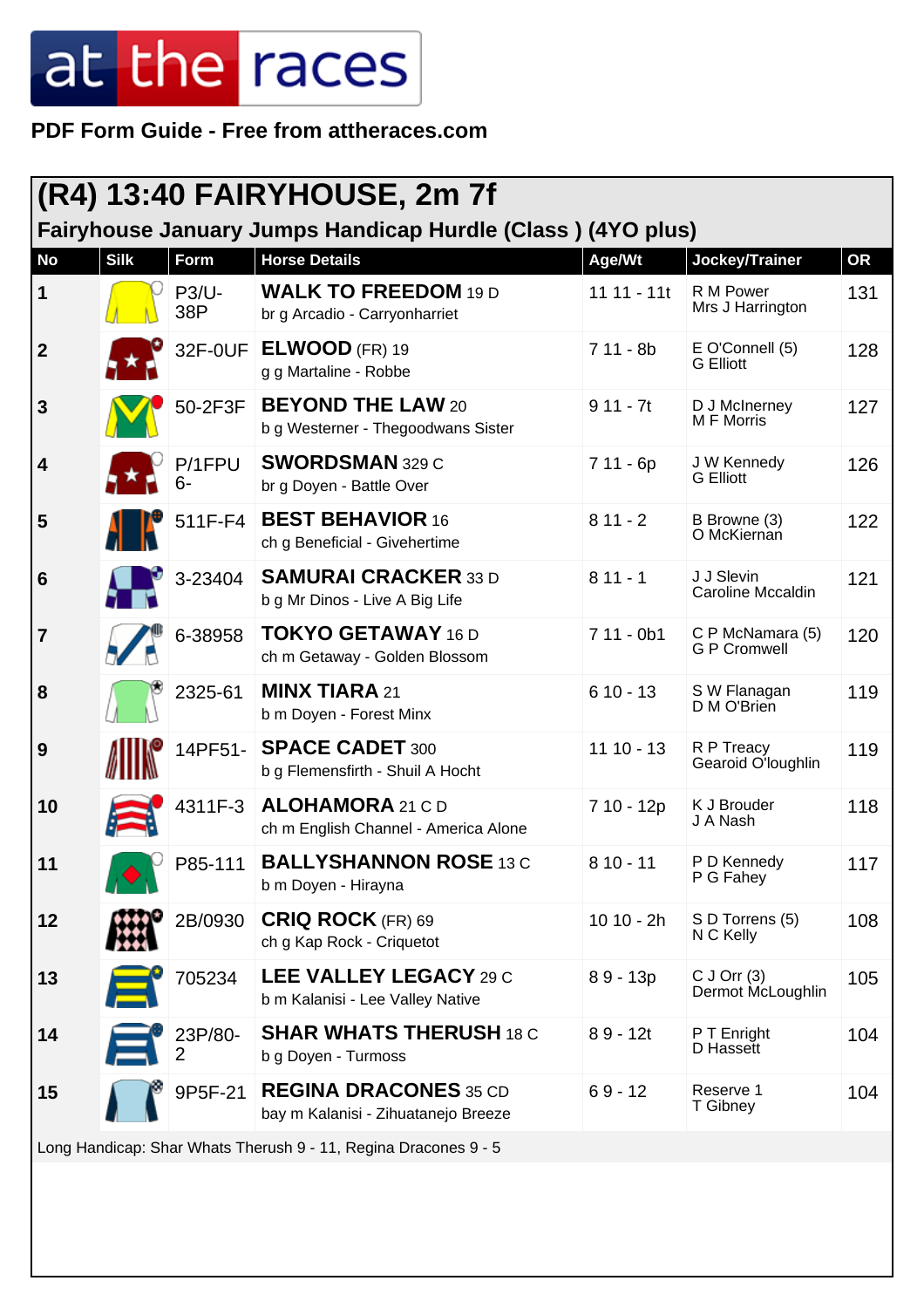at the races

**PDF Form Guide - Free from attheraces.com**

# (R4) 13:40 FAIRYHOUSE, 2m 7f

## Fairyhouse January Jumps Handicap Hurdle (Class ) (4YO plus)

| No | Silk | Form | Horse Details | Age/Wt | Jockey/Trainer | OR |
|---|---|---|---|---|---|---|
| 1 | | P3/U-38P | **WALK TO FREEDOM** 19 D<br>br g Arcadio - Carryonharriet | 11 11 - 11t | R M Power<br>Mrs J Harrington | 131 |
| 2 | | 32F-0UF | **ELWOOD** (FR) 19<br>g g Martaline - Robbe | 7 11 - 8b | E O'Connell (5)<br>G Elliott | 128 |
| 3 | | 50-2F3F | **BEYOND THE LAW** 20<br>b g Westerner - Thegoodwans Sister | 9 11 - 7t | D J McInerney<br>M F Morris | 127 |
| 4 | | P/1FPU6- | **SWORDSMAN** 329 C<br>br g Doyen - Battle Over | 7 11 - 6p | J W Kennedy<br>G Elliott | 126 |
| 5 | | 511F-F4 | **BEST BEHAVIOR** 16<br>ch g Beneficial - Givehertime | 8 11 - 2 | B Browne (3)<br>O McKiernan | 122 |
| 6 | | 3-23404 | **SAMURAI CRACKER** 33 D<br>b g Mr Dinos - Live A Big Life | 8 11 - 1 | J J Slevin<br>Caroline Mccaldin | 121 |
| 7 | | 6-38958 | **TOKYO GETAWAY** 16 D<br>ch m Getaway - Golden Blossom | 7 11 - 0b1 | C P McNamara (5)<br>G P Cromwell | 120 |
| 8 | | 2325-61 | **MINX TIARA** 21<br>b m Doyen - Forest Minx | 6 10 - 13 | S W Flanagan<br>D M O'Brien | 119 |
| 9 | | 14PF51- | **SPACE CADET** 300<br>b g Flemensfirth - Shuil A Hocht | 11 10 - 13 | R P Treacy<br>Gearoid O'loughlin | 119 |
| 10 | | 4311F-3 | **ALOHAMORA** 21 C D<br>ch m English Channel - America Alone | 7 10 - 12p | K J Brouder<br>J A Nash | 118 |
| 11 | | P85-111 | **BALLYSHANNON ROSE** 13 C<br>b m Doyen - Hirayna | 8 10 - 11 | P D Kennedy<br>P G Fahey | 117 |
| 12 | | 2B/0930 | **CRIQ ROCK** (FR) 69<br>ch g Kap Rock - Criquetot | 10 10 - 2h | S D Torrens (5)<br>N C Kelly | 108 |
| 13 | | 705234 | **LEE VALLEY LEGACY** 29 C<br>b m Kalanisi - Lee Valley Native | 8 9 - 13p | C J Orr (3)<br>Dermot McLoughlin | 105 |
| 14 | | 23P/80-2 | **SHAR WHATS THERUSH** 18 C<br>b g Doyen - Turmoss | 8 9 - 12t | P T Enright<br>D Hassett | 104 |
| 15 | | 9P5F-21 | **REGINA DRACONES** 35 CD<br>bay m Kalanisi - Zihuatanejo Breeze | 6 9 - 12 | Reserve 1<br>T Gibney | 104 |

Long Handicap: Shar Whats Therush 9 - 11, Regina Dracones 9 - 5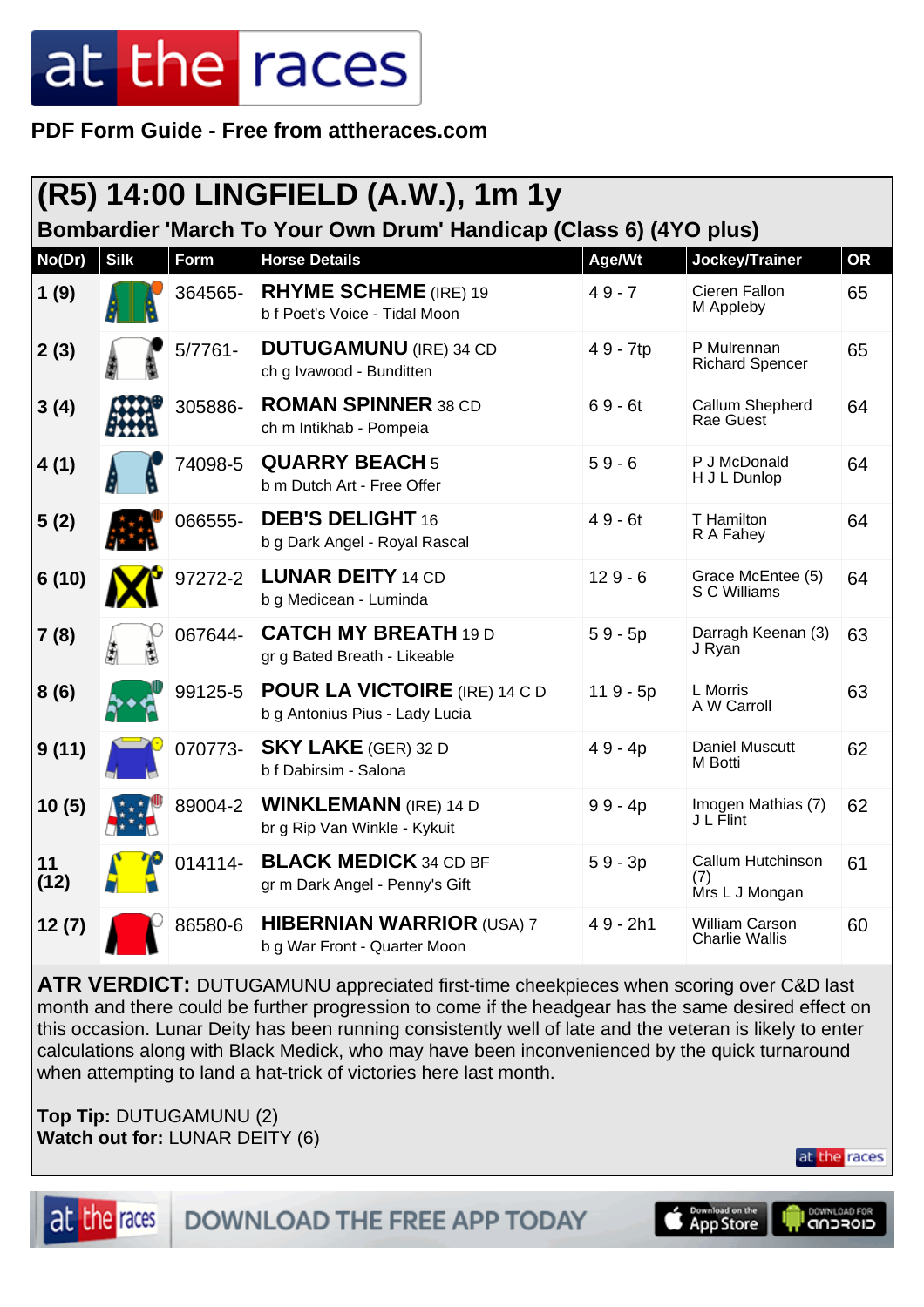PDF Form Guide - Free from attheraces.com

## (R5) 14:00 LINGFIELD (A.W.), 1m 1y

### Bombardier 'March To Your Own Drum' Handicap (Class 6) (4YO plus)

| No(Dr) | Silk | Form | Horse Details | Age/Wt | Jockey/Trainer | OR |
|---|---|---|---|---|---|---|
| 1 (9) | | 364565- | **RHYME SCHEME** (IRE) 19<br>b f Poet's Voice - Tidal Moon | 4 9 - 7 | Cieren Fallon<br>M Appleby | 65 |
| 2 (3) | | 5/7761- | **DUTUGAMUNU** (IRE) 34 CD<br>ch g Ivawood - Bunditten | 4 9 - 7tp | P Mulrennan<br>Richard Spencer | 65 |
| 3 (4) | | 305886- | **ROMAN SPINNER** 38 CD<br>ch m Intikhab - Pompeia | 6 9 - 6t | Callum Shepherd<br>Rae Guest | 64 |
| 4 (1) | | 74098-5 | **QUARRY BEACH** 5<br>b m Dutch Art - Free Offer | 5 9 - 6 | P J McDonald<br>H J L Dunlop | 64 |
| 5 (2) | | 066555- | **DEB'S DELIGHT** 16<br>b g Dark Angel - Royal Rascal | 4 9 - 6t | T Hamilton<br>R A Fahey | 64 |
| 6 (10) | | 97272-2 | **LUNAR DEITY** 14 CD<br>b g Medicean - Luminda | 12 9 - 6 | Grace McEntee (5)<br>S C Williams | 64 |
| 7 (8) | | 067644- | **CATCH MY BREATH** 19 D<br>gr g Bated Breath - Likeable | 5 9 - 5p | Darragh Keenan (3)<br>J Ryan | 63 |
| 8 (6) | | 99125-5 | **POUR LA VICTOIRE** (IRE) 14 C D<br>b g Antonius Pius - Lady Lucia | 11 9 - 5p | L Morris<br>A W Carroll | 63 |
| 9 (11) | | 070773- | **SKY LAKE** (GER) 32 D<br>b f Dabirsim - Salona | 4 9 - 4p | Daniel Muscutt<br>M Botti | 62 |
| 10 (5) | | 89004-2 | **WINKLEMANN** (IRE) 14 D<br>br g Rip Van Winkle - Kykuit | 9 9 - 4p | Imogen Mathias (7)<br>J L Flint | 62 |
| 11 (12) | | 014114- | **BLACK MEDICK** 34 CD BF<br>gr m Dark Angel - Penny's Gift | 5 9 - 3p | Callum Hutchinson (7)<br>Mrs L J Mongan | 61 |
| 12 (7) | | 86580-6 | **HIBERNIAN WARRIOR** (USA) 7<br>b g War Front - Quarter Moon | 4 9 - 2h1 | William Carson<br>Charlie Wallis | 60 |

**ATR VERDICT:** DUTUGAMUNU appreciated first-time cheekpieces when scoring over C&D last month and there could be further progression to come if the headgear has the same desired effect on this occasion. Lunar Deity has been running consistently well of late and the veteran is likely to enter calculations along with Black Medick, who may have been inconvenienced by the quick turnaround when attempting to land a hat-trick of victories here last month.

**Top Tip:** DUTUGAMUNU (2)
**Watch out for:** LUNAR DEITY (6)

DOWNLOAD THE FREE APP TODAY